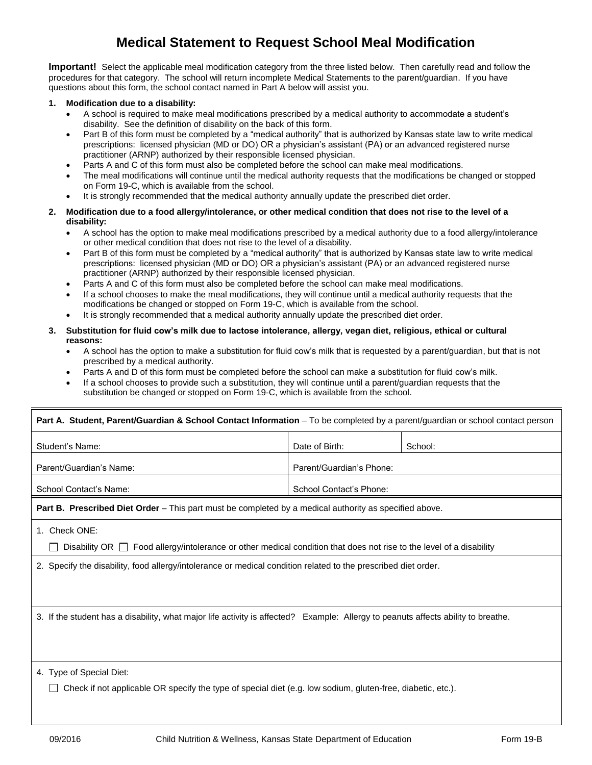# Medical Statement to Request School Meal Modification

**Important!** Select the applicable meal modification category from the three listed below. Then carefully read and follow the procedures for that category. The school will return incomplete Medical Statements to the parent/guardian. If you have questions about this form, the school contact named in Part A below will assist you.

1. **Modification due to a disability:**
   - A school is required to make meal modifications prescribed by a medical authority to accommodate a student's disability. See the definition of disability on the back of this form.
   - Part B of this form must be completed by a "medical authority" that is authorized by Kansas state law to write medical prescriptions: licensed physician (MD or DO) OR a physician's assistant (PA) or an advanced registered nurse practitioner (ARNP) authorized by their responsible licensed physician.
   - Parts A and C of this form must also be completed before the school can make meal modifications.
   - The meal modifications will continue until the medical authority requests that the modifications be changed or stopped on Form 19-C, which is available from the school.
   - It is strongly recommended that the medical authority annually update the prescribed diet order.

2. **Modification due to a food allergy/intolerance, or other medical condition that does not rise to the level of a disability:**
   - A school has the option to make meal modifications prescribed by a medical authority due to a food allergy/intolerance or other medical condition that does not rise to the level of a disability.
   - Part B of this form must be completed by a "medical authority" that is authorized by Kansas state law to write medical prescriptions: licensed physician (MD or DO) OR a physician's assistant (PA) or an advanced registered nurse practitioner (ARNP) authorized by their responsible licensed physician.
   - Parts A and C of this form must also be completed before the school can make meal modifications.
   - If a school chooses to make the meal modifications, they will continue until a medical authority requests that the modifications be changed or stopped on Form 19-C, which is available from the school.
   - It is strongly recommended that a medical authority annually update the prescribed diet order.

3. **Substitution for fluid cow's milk due to lactose intolerance, allergy, vegan diet, religious, ethical or cultural reasons:**
   - A school has the option to make a substitution for fluid cow's milk that is requested by a parent/guardian, but that is not prescribed by a medical authority.
   - Parts A and D of this form must be completed before the school can make a substitution for fluid cow's milk.
   - If a school chooses to provide such a substitution, they will continue until a parent/guardian requests that the substitution be changed or stopped on Form 19-C, which is available from the school.

| **Part A. Student, Parent/Guardian & School Contact Information** – To be completed by a parent/guardian or school contact person | | |
|---|---|---|
| Student's Name: | Date of Birth: | School: |
| Parent/Guardian's Name: | Parent/Guardian's Phone: | |
| School Contact's Name: | School Contact's Phone: | |

**Part B. Prescribed Diet Order** – This part must be completed by a medical authority as specified above.

1. Check ONE:

   ☐ Disability OR ☐ Food allergy/intolerance or other medical condition that does not rise to the level of a disability

2. Specify the disability, food allergy/intolerance or medical condition related to the prescribed diet order.

3. If the student has a disability, what major life activity is affected? Example: Allergy to peanuts affects ability to breathe.

4. Type of Special Diet:

   ☐ Check if not applicable OR specify the type of special diet (e.g. low sodium, gluten-free, diabetic, etc.).

09/2016 Child Nutrition & Wellness, Kansas State Department of Education Form 19-B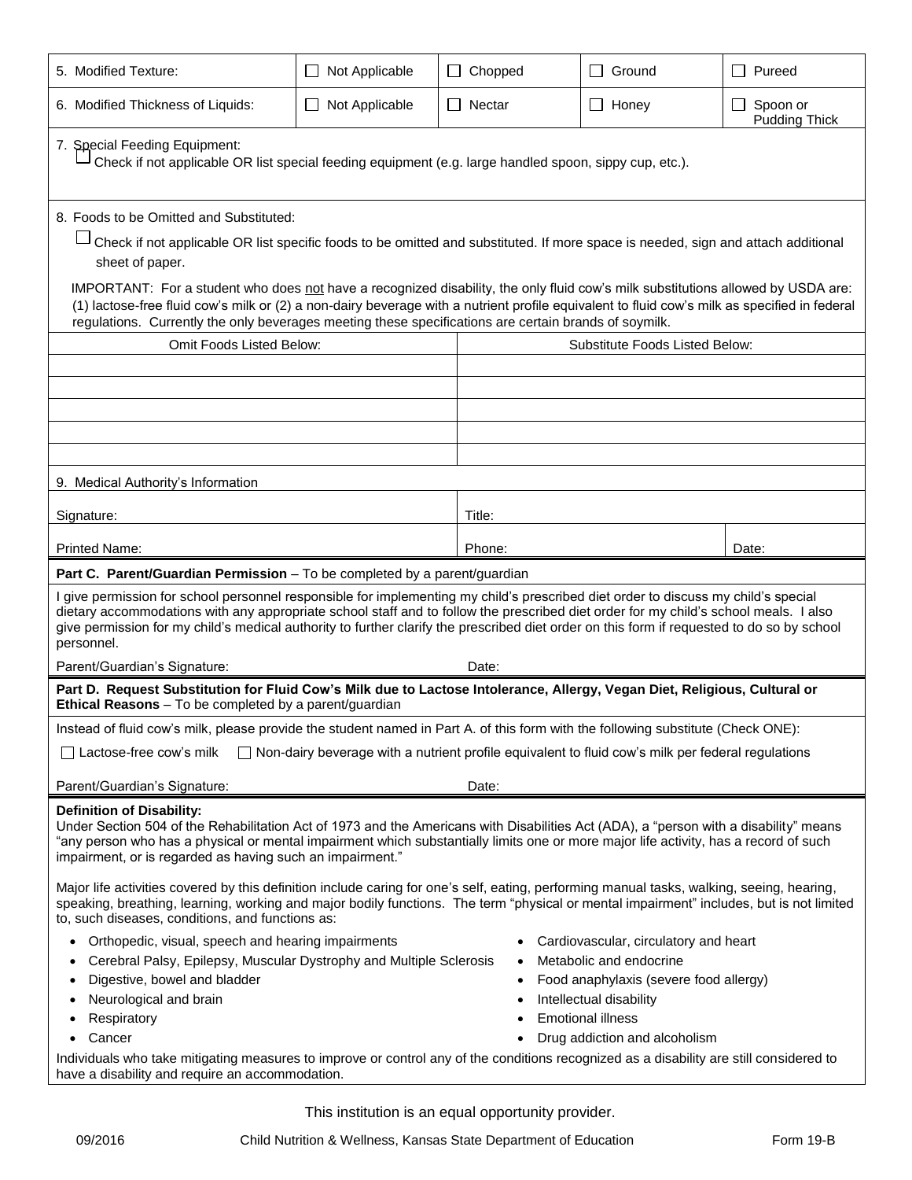| 5. Modified Texture: | ☐ Not Applicable | ☐ Chopped | ☐ Ground | ☐ Pureed |
|---|---|---|---|---|
| 6. Modified Thickness of Liquids: | ☐ Not Applicable | ☐ Nectar | ☐ Honey | ☐ Spoon or Pudding Thick |

7. Special Feeding Equipment:

☐ Check if not applicable OR list special feeding equipment (e.g. large handled spoon, sippy cup, etc.).

8. Foods to be Omitted and Substituted:

☐ Check if not applicable OR list specific foods to be omitted and substituted. If more space is needed, sign and attach additional sheet of paper.

IMPORTANT: For a student who does not have a recognized disability, the only fluid cow's milk substitutions allowed by USDA are: (1) lactose-free fluid cow's milk or (2) a non-dairy beverage with a nutrient profile equivalent to fluid cow's milk as specified in federal regulations. Currently the only beverages meeting these specifications are certain brands of soymilk.

| Omit Foods Listed Below: | Substitute Foods Listed Below: |
|---|---|
| | |
| | |
| | |
| | |
| | |

9. Medical Authority's Information

| | | |
|---|---|---|
| Signature: | Title: | |
| Printed Name: | Phone: | Date: |

**Part C. Parent/Guardian Permission** – To be completed by a parent/guardian

I give permission for school personnel responsible for implementing my child's prescribed diet order to discuss my child's special dietary accommodations with any appropriate school staff and to follow the prescribed diet order for my child's school meals. I also give permission for my child's medical authority to further clarify the prescribed diet order on this form if requested to do so by school personnel.

Parent/Guardian's Signature: Date:

**Part D. Request Substitution for Fluid Cow's Milk due to Lactose Intolerance, Allergy, Vegan Diet, Religious, Cultural or Ethical Reasons** – To be completed by a parent/guardian

Instead of fluid cow's milk, please provide the student named in Part A. of this form with the following substitute (Check ONE):

☐ Lactose-free cow's milk ☐ Non-dairy beverage with a nutrient profile equivalent to fluid cow's milk per federal regulations

Parent/Guardian's Signature: Date:

**Definition of Disability:**

Under Section 504 of the Rehabilitation Act of 1973 and the Americans with Disabilities Act (ADA), a "person with a disability" means "any person who has a physical or mental impairment which substantially limits one or more major life activity, has a record of such impairment, or is regarded as having such an impairment."

Major life activities covered by this definition include caring for one's self, eating, performing manual tasks, walking, seeing, hearing, speaking, breathing, learning, working and major bodily functions. The term "physical or mental impairment" includes, but is not limited to, such diseases, conditions, and functions as:

- Orthopedic, visual, speech and hearing impairments
- Cerebral Palsy, Epilepsy, Muscular Dystrophy and Multiple Sclerosis
- Digestive, bowel and bladder
- Neurological and brain
- Respiratory
- Cancer
- Cardiovascular, circulatory and heart
- Metabolic and endocrine
- Food anaphylaxis (severe food allergy)
- Intellectual disability
- Emotional illness
- Drug addiction and alcoholism

Individuals who take mitigating measures to improve or control any of the conditions recognized as a disability are still considered to have a disability and require an accommodation.

This institution is an equal opportunity provider.

09/2016 Child Nutrition & Wellness, Kansas State Department of Education Form 19-B